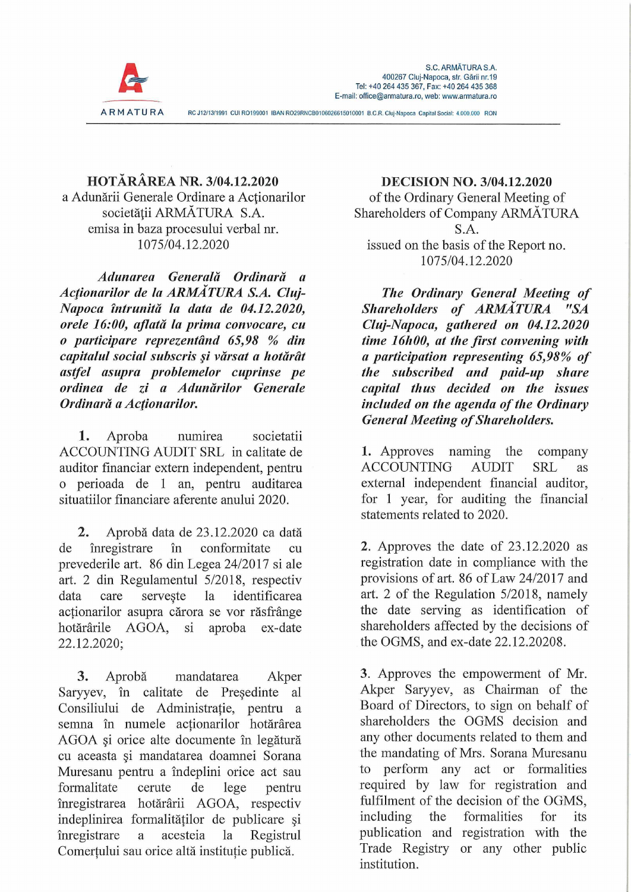S.C. ARMĂTURA S.A.
400267 Cluj-Napoca, str. Gării nr.19
Tel: +40 264 435 367, Fax: +40 264 435 368
E-mail: office@armatura.ro, web: www.armatura.ro

ARMATURA

RC J12/13/1991 CUI RO199001 IBAN RO29RNCB0106026615010001 B.C.R. Cluj-Napoca Capital Social: 4.000.000 RON

## HOTĂRÂREA NR. 3/04.12.2020

a Adunării Generale Ordinare a Acționarilor societății ARMĂTURA S.A.
emisa in baza procesului verbal nr. 1075/04.12.2020

***Adunarea Generală Ordinară a Acționarilor de la ARMĂTURA S.A. Cluj-Napoca întrunită la data de 04.12.2020, orele 16:00, aflată la prima convocare, cu o participare reprezentând 65,98 % din capitalul social subscris și vărsat a hotărât astfel asupra problemelor cuprinse pe ordinea de zi a Adunărilor Generale Ordinară a Acționarilor.***

**1.** Aproba numirea societatii ACCOUNTING AUDIT SRL in calitate de auditor financiar extern independent, pentru o perioada de 1 an, pentru auditarea situatiilor financiare aferente anului 2020.

**2.** Aprobă data de 23.12.2020 ca dată de înregistrare în conformitate cu prevederile art. 86 din Legea 24/2017 si ale art. 2 din Regulamentul 5/2018, respectiv data care servește la identificarea acționarilor asupra cărora se vor răsfrânge hotărârile AGOA, si aproba ex-date 22.12.2020;

**3.** Aprobă mandatarea Akper Saryyev, în calitate de Președinte al Consiliului de Administrație, pentru a semna în numele acționarilor hotărârea AGOA și orice alte documente în legătură cu aceasta și mandatarea doamnei Sorana Muresanu pentru a îndeplini orice act sau formalitate cerute de lege pentru înregistrarea hotărârii AGOA, respectiv indeplinirea formalităților de publicare și înregistrare a acesteia la Registrul Comerțului sau orice altă instituție publică.

## DECISION NO. 3/04.12.2020

of the Ordinary General Meeting of Shareholders of Company ARMĂTURA S.A.
issued on the basis of the Report no. 1075/04.12.2020

***The Ordinary General Meeting of Shareholders of ARMĂTURA "SA Cluj-Napoca, gathered on 04.12.2020 time 16h00, at the first convening with a participation representing 65,98% of the subscribed and paid-up share capital thus decided on the issues included on the agenda of the Ordinary General Meeting of Shareholders.***

**1.** Approves naming the company ACCOUNTING AUDIT SRL as external independent financial auditor, for 1 year, for auditing the financial statements related to 2020.

**2.** Approves the date of 23.12.2020 as registration date in compliance with the provisions of art. 86 of Law 24/2017 and art. 2 of the Regulation 5/2018, namely the date serving as identification of shareholders affected by the decisions of the OGMS, and ex-date 22.12.20208.

**3.** Approves the empowerment of Mr. Akper Saryyev, as Chairman of the Board of Directors, to sign on behalf of shareholders the OGMS decision and any other documents related to them and the mandating of Mrs. Sorana Muresanu to perform any act or formalities required by law for registration and fulfilment of the decision of the OGMS, including the formalities for its publication and registration with the Trade Registry or any other public institution.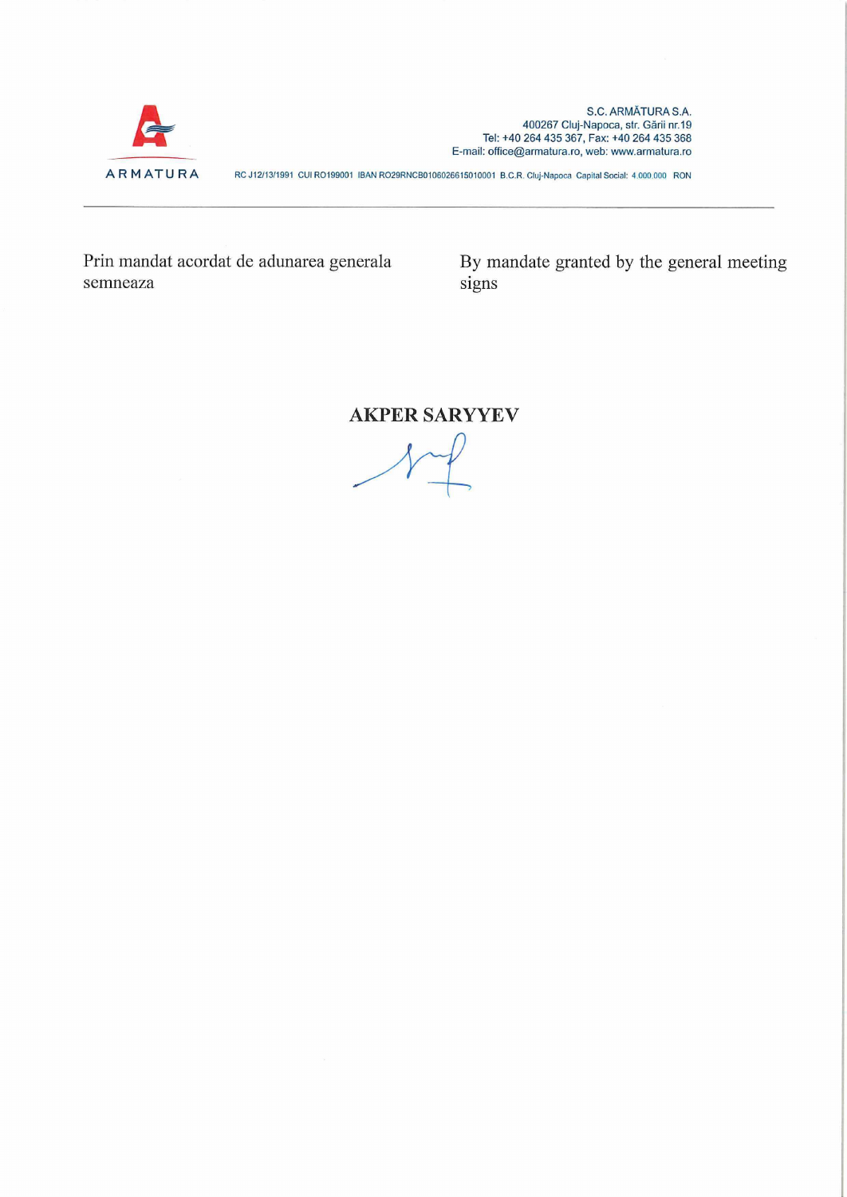S.C. ARMĂTURA S.A.
400267 Cluj-Napoca, str. Gării nr.19
Tel: +40 264 435 367, Fax: +40 264 435 368
E-mail: office@armatura.ro, web: www.armatura.ro

ARMATURA

RC J12/13/1991 CUI RO199001 IBAN RO29RNCB0106026615010001 B.C.R. Cluj-Napoca Capital Social: 4.000.000 RON

---

Prin mandat acordat de adunarea generala semneaza

By mandate granted by the general meeting signs

**AKPER SARYYEV**